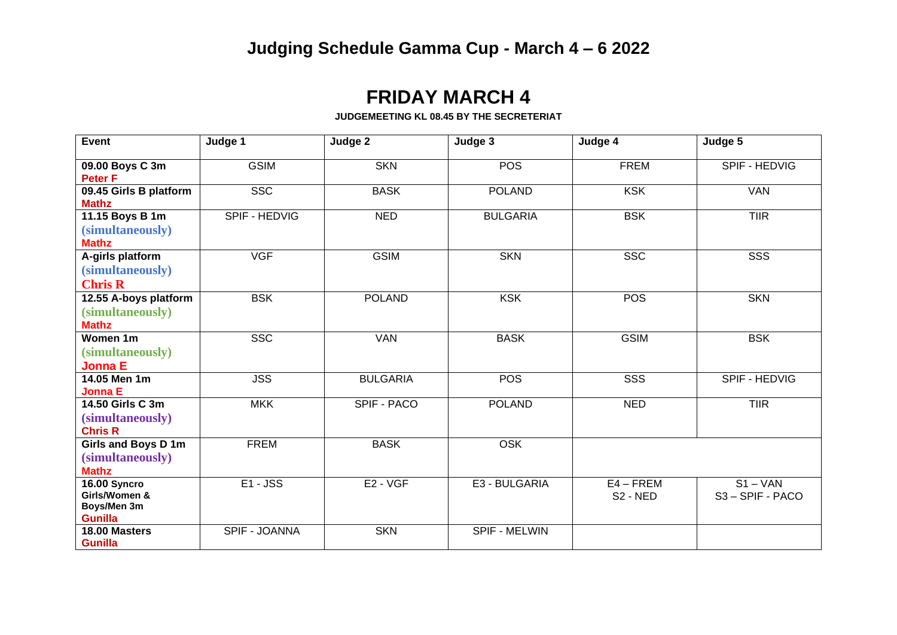# Judging Schedule Gamma Cup - March 4 – 6 2022

## FRIDAY MARCH 4

**JUDGEMEETING KL 08.45 BY THE SECRETERIAT**

| Event | Judge 1 | Judge 2 | Judge 3 | Judge 4 | Judge 5 |
|---|---|---|---|---|---|
| **09.00 Boys C 3m** **Peter F** | GSIM | SKN | POS | FREM | SPIF - HEDVIG |
| **09.45 Girls B platform** **Mathz** | SSC | BASK | POLAND | KSK | VAN |
| **11.15 Boys B 1m** **(simultaneously)** **Mathz** | SPIF - HEDVIG | NED | BULGARIA | BSK | TIIR |
| **A-girls platform** **(simultaneously)** **Chris R** | VGF | GSIM | SKN | SSC | SSS |
| **12.55 A-boys platform** **(simultaneously)** **Mathz** | BSK | POLAND | KSK | POS | SKN |
| **Women 1m** **(simultaneously)** **Jonna E** | SSC | VAN | BASK | GSIM | BSK |
| **14.05 Men 1m** **Jonna E** | JSS | BULGARIA | POS | SSS | SPIF - HEDVIG |
| **14.50 Girls C 3m** **(simultaneously)** **Chris R** | MKK | SPIF - PACO | POLAND | NED | TIIR |
| **Girls and Boys D 1m** **(simultaneously)** **Mathz** | FREM | BASK | OSK | | |
| **16.00 Syncro Girls/Women & Boys/Men 3m** **Gunilla** | E1 - JSS | E2 - VGF | E3 - BULGARIA | E4 – FREM S2 - NED | S1 – VAN S3 – SPIF - PACO |
| **18.00 Masters** **Gunilla** | SPIF - JOANNA | SKN | SPIF - MELWIN | | |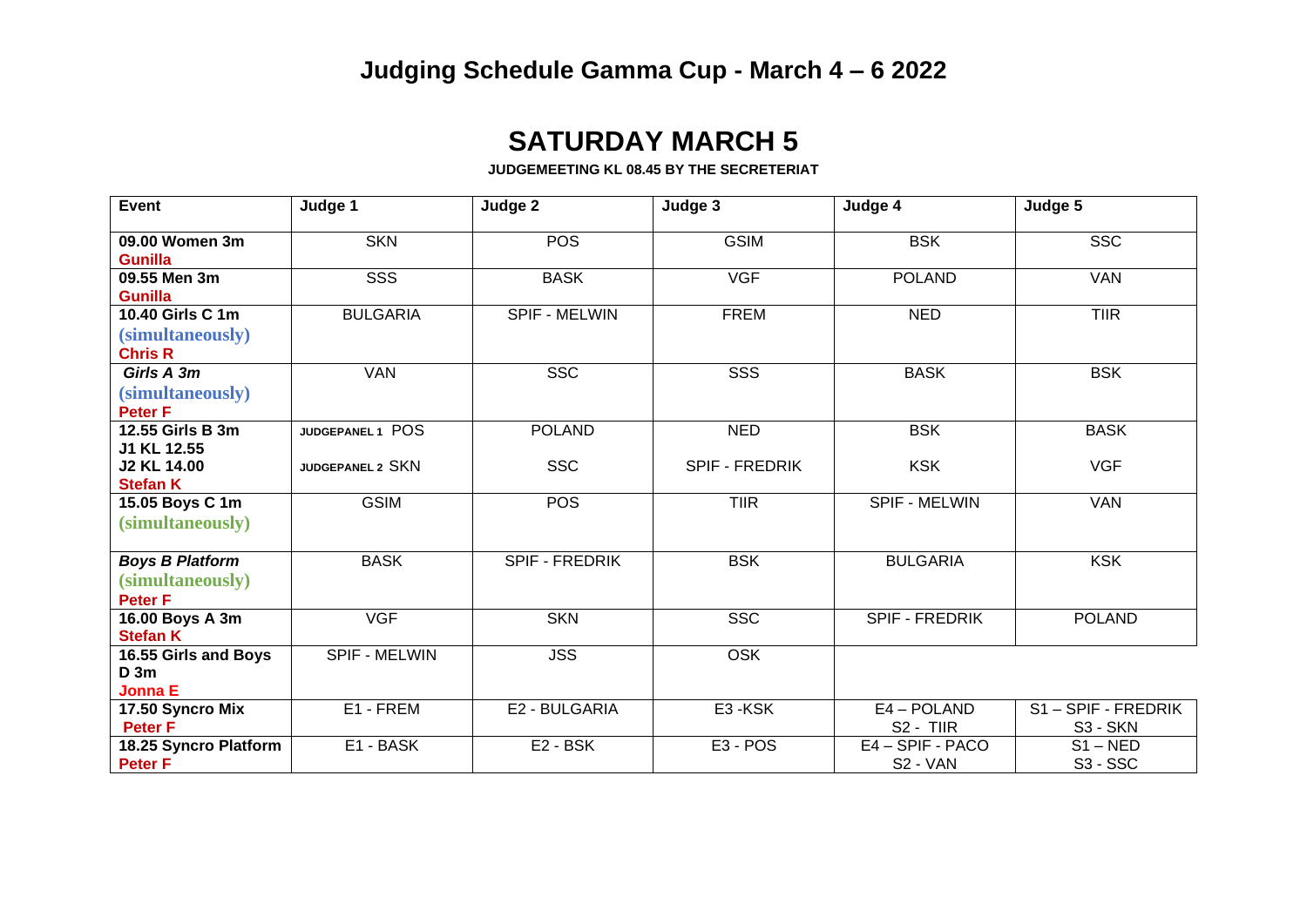# Judging Schedule Gamma Cup - March 4 – 6 2022

## SATURDAY MARCH 5

**JUDGEMEETING KL 08.45 BY THE SECRETERIAT**

| Event | Judge 1 | Judge 2 | Judge 3 | Judge 4 | Judge 5 |
|---|---|---|---|---|---|
| **09.00 Women 3m** **Gunilla** | SKN | POS | GSIM | BSK | SSC |
| **09.55 Men 3m** **Gunilla** | SSS | BASK | VGF | POLAND | VAN |
| **10.40 Girls C 1m** (simultaneously) **Chris R** | BULGARIA | SPIF - MELWIN | FREM | NED | TIIR |
| ***Girls A 3m*** (simultaneously) **Peter F** | VAN | SSC | SSS | BASK | BSK |
| **12.55 Girls B 3m** **J1 KL 12.55** **J2 KL 14.00** **Stefan K** | JUDGEPANEL 1 POS<br>JUDGEPANEL 2 SKN | POLAND<br>SSC | NED<br>SPIF - FREDRIK | BSK<br>KSK | BASK<br>VGF |
| **15.05 Boys C 1m** (simultaneously) | GSIM | POS | TIIR | SPIF - MELWIN | VAN |
| ***Boys B Platform*** (simultaneously) **Peter F** | BASK | SPIF - FREDRIK | BSK | BULGARIA | KSK |
| **16.00 Boys A 3m** **Stefan K** | VGF | SKN | SSC | SPIF - FREDRIK | POLAND |
| **16.55 Girls and Boys D 3m** **Jonna E** | SPIF - MELWIN | JSS | OSK | | |
| **17.50 Syncro Mix** **Peter F** | E1 - FREM | E2 - BULGARIA | E3 -KSK | E4 – POLAND<br>S2 - TIIR | S1 – SPIF - FREDRIK<br>S3 - SKN |
| **18.25 Syncro Platform** **Peter F** | E1 - BASK | E2 - BSK | E3 - POS | E4 – SPIF - PACO<br>S2 - VAN | S1 – NED<br>S3 - SSC |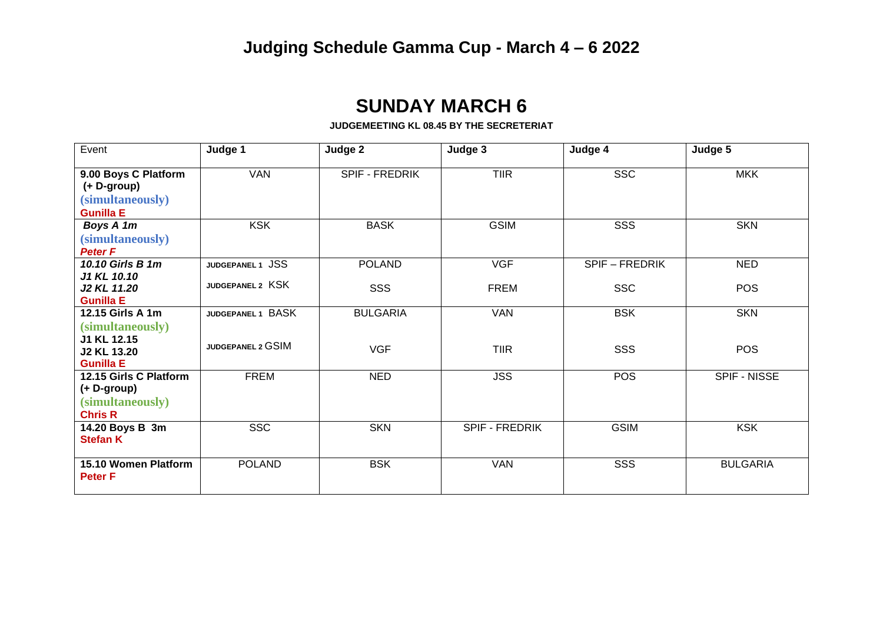# Judging Schedule Gamma Cup - March 4 – 6 2022

## SUNDAY MARCH 6

**JUDGEMEETING KL 08.45 BY THE SECRETERIAT**

| Event | Judge 1 | Judge 2 | Judge 3 | Judge 4 | Judge 5 |
|---|---|---|---|---|---|
| **9.00 Boys C Platform (+ D-group) (simultaneously) Gunilla E** | VAN | SPIF - FREDRIK | TIIR | SSC | MKK |
| ***Boys A 1m* (simultaneously) *Peter F*** | KSK | BASK | GSIM | SSS | SKN |
| ***10.10 Girls B 1m J1 KL 10.10 J2 KL 11.20* Gunilla E** | JUDGEPANEL 1 JSS<br>JUDGEPANEL 2 KSK | POLAND<br>SSS | VGF<br>FREM | SPIF – FREDRIK<br>SSC | NED<br>POS |
| **12.15 Girls A 1m (simultaneously) J1 KL 12.15 J2 KL 13.20 Gunilla E** | JUDGEPANEL 1 BASK<br>JUDGEPANEL 2 GSIM | BULGARIA<br>VGF | VAN<br>TIIR | BSK<br>SSS | SKN<br>POS |
| **12.15 Girls C Platform (+ D-group) (simultaneously) Chris R** | FREM | NED | JSS | POS | SPIF - NISSE |
| **14.20 Boys B 3m Stefan K** | SSC | SKN | SPIF - FREDRIK | GSIM | KSK |
| **15.10 Women Platform Peter F** | POLAND | BSK | VAN | SSS | BULGARIA |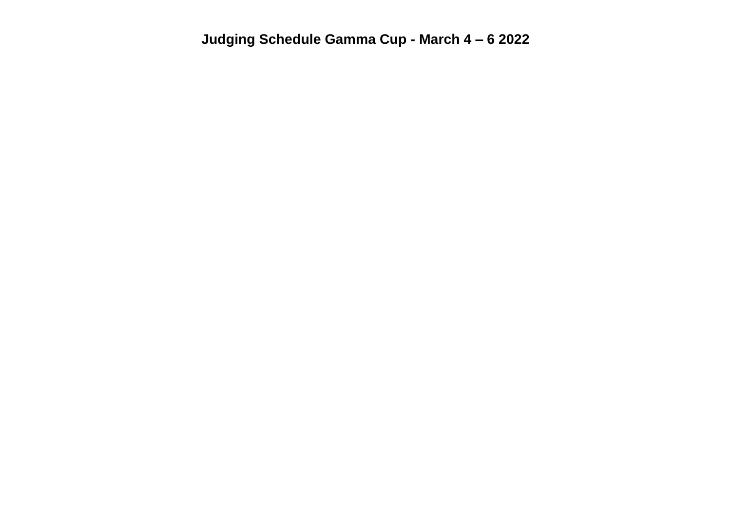**Judging Schedule Gamma Cup - March 4 – 6 2022**